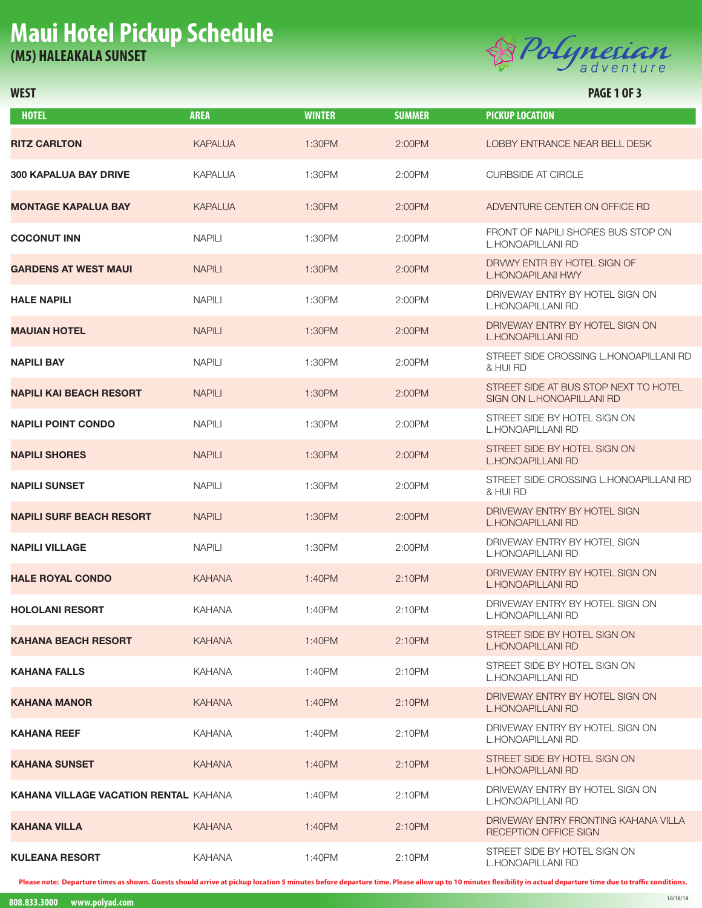# Maui Hotel Pickup Schedule

## (M5) HALEAKALA SUNSET

### WEST

| HOTEL | AREA | WINTER | SUMMER | PICKUP LOCATION |
|---|---|---|---|---|
| **RITZ CARLTON** | KAPALUA | 1:30PM | 2:00PM | LOBBY ENTRANCE NEAR BELL DESK |
| **300 KAPALUA BAY DRIVE** | KAPALUA | 1:30PM | 2:00PM | CURBSIDE AT CIRCLE |
| **MONTAGE KAPALUA BAY** | KAPALUA | 1:30PM | 2:00PM | ADVENTURE CENTER ON OFFICE RD |
| **COCONUT INN** | NAPILI | 1:30PM | 2:00PM | FRONT OF NAPILI SHORES BUS STOP ON L.HONOAPILLANI RD |
| **GARDENS AT WEST MAUI** | NAPILI | 1:30PM | 2:00PM | DRVWY ENTR BY HOTEL SIGN OF L.HONOAPILANI HWY |
| **HALE NAPILI** | NAPILI | 1:30PM | 2:00PM | DRIVEWAY ENTRY BY HOTEL SIGN ON L.HONOAPILLANI RD |
| **MAUIAN HOTEL** | NAPILI | 1:30PM | 2:00PM | DRIVEWAY ENTRY BY HOTEL SIGN ON L.HONOAPILLANI RD |
| **NAPILI BAY** | NAPILI | 1:30PM | 2:00PM | STREET SIDE CROSSING L.HONOAPILLANI RD & HUI RD |
| **NAPILI KAI BEACH RESORT** | NAPILI | 1:30PM | 2:00PM | STREET SIDE AT BUS STOP NEXT TO HOTEL SIGN ON L.HONOAPILLANI RD |
| **NAPILI POINT CONDO** | NAPILI | 1:30PM | 2:00PM | STREET SIDE BY HOTEL SIGN ON L.HONOAPILLANI RD |
| **NAPILI SHORES** | NAPILI | 1:30PM | 2:00PM | STREET SIDE BY HOTEL SIGN ON L.HONOAPILLANI RD |
| **NAPILI SUNSET** | NAPILI | 1:30PM | 2:00PM | STREET SIDE CROSSING L.HONOAPILLANI RD & HUI RD |
| **NAPILI SURF BEACH RESORT** | NAPILI | 1:30PM | 2:00PM | DRIVEWAY ENTRY BY HOTEL SIGN L.HONOAPILLANI RD |
| **NAPILI VILLAGE** | NAPILI | 1:30PM | 2:00PM | DRIVEWAY ENTRY BY HOTEL SIGN L.HONOAPILLANI RD |
| **HALE ROYAL CONDO** | KAHANA | 1:40PM | 2:10PM | DRIVEWAY ENTRY BY HOTEL SIGN ON L.HONOAPILLANI RD |
| **HOLOLANI RESORT** | KAHANA | 1:40PM | 2:10PM | DRIVEWAY ENTRY BY HOTEL SIGN ON L.HONOAPILLANI RD |
| **KAHANA BEACH RESORT** | KAHANA | 1:40PM | 2:10PM | STREET SIDE BY HOTEL SIGN ON L.HONOAPILLANI RD |
| **KAHANA FALLS** | KAHANA | 1:40PM | 2:10PM | STREET SIDE BY HOTEL SIGN ON L.HONOAPILLANI RD |
| **KAHANA MANOR** | KAHANA | 1:40PM | 2:10PM | DRIVEWAY ENTRY BY HOTEL SIGN ON L.HONOAPILLANI RD |
| **KAHANA REEF** | KAHANA | 1:40PM | 2:10PM | DRIVEWAY ENTRY BY HOTEL SIGN ON L.HONOAPILLANI RD |
| **KAHANA SUNSET** | KAHANA | 1:40PM | 2:10PM | STREET SIDE BY HOTEL SIGN ON L.HONOAPILLANI RD |
| **KAHANA VILLAGE VACATION RENTAL** | KAHANA | 1:40PM | 2:10PM | DRIVEWAY ENTRY BY HOTEL SIGN ON L.HONOAPILLANI RD |
| **KAHANA VILLA** | KAHANA | 1:40PM | 2:10PM | DRIVEWAY ENTRY FRONTING KAHANA VILLA RECEPTION OFFICE SIGN |
| **KULEANA RESORT** | KAHANA | 1:40PM | 2:10PM | STREET SIDE BY HOTEL SIGN ON L.HONOAPILLANI RD |

**Please note: Departure times as shown. Guests should arrive at pickup location 5 minutes before departure time. Please allow up to 10 minutes flexibility in actual departure time due to traffic conditions.**

808.833.3000 www.polyad.com

10/18/18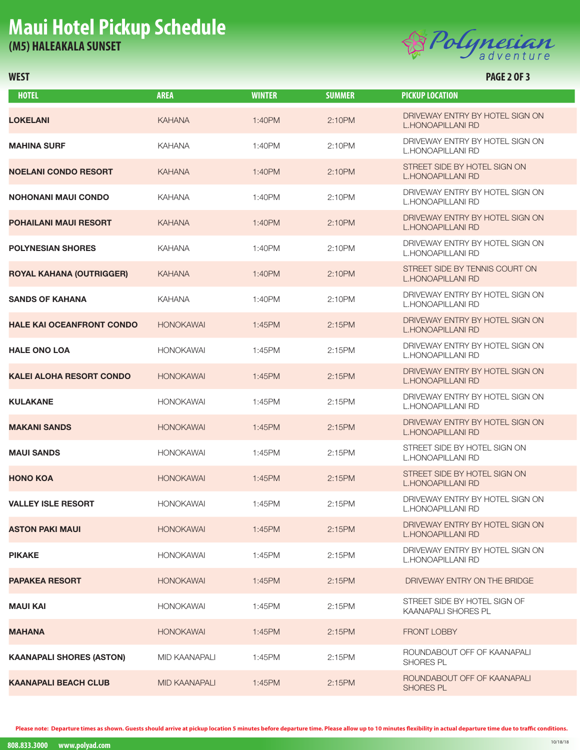# Maui Hotel Pickup Schedule
## (M5) HALEAKALA SUNSET

Polynesian adventure

**WEST**

**PAGE 2 OF 3**

| HOTEL | AREA | WINTER | SUMMER | PICKUP LOCATION |
|---|---|---|---|---|
| **LOKELANI** | KAHANA | 1:40PM | 2:10PM | DRIVEWAY ENTRY BY HOTEL SIGN ON L.HONOAPILLANI RD |
| **MAHINA SURF** | KAHANA | 1:40PM | 2:10PM | DRIVEWAY ENTRY BY HOTEL SIGN ON L.HONOAPILLANI RD |
| **NOELANI CONDO RESORT** | KAHANA | 1:40PM | 2:10PM | STREET SIDE BY HOTEL SIGN ON L.HONOAPILLANI RD |
| **NOHONANI MAUI CONDO** | KAHANA | 1:40PM | 2:10PM | DRIVEWAY ENTRY BY HOTEL SIGN ON L.HONOAPILLANI RD |
| **POHAILANI MAUI RESORT** | KAHANA | 1:40PM | 2:10PM | DRIVEWAY ENTRY BY HOTEL SIGN ON L.HONOAPILLANI RD |
| **POLYNESIAN SHORES** | KAHANA | 1:40PM | 2:10PM | DRIVEWAY ENTRY BY HOTEL SIGN ON L.HONOAPILLANI RD |
| **ROYAL KAHANA (OUTRIGGER)** | KAHANA | 1:40PM | 2:10PM | STREET SIDE BY TENNIS COURT ON L.HONOAPILLANI RD |
| **SANDS OF KAHANA** | KAHANA | 1:40PM | 2:10PM | DRIVEWAY ENTRY BY HOTEL SIGN ON L.HONOAPILLANI RD |
| **HALE KAI OCEANFRONT CONDO** | HONOKAWAI | 1:45PM | 2:15PM | DRIVEWAY ENTRY BY HOTEL SIGN ON L.HONOAPILLANI RD |
| **HALE ONO LOA** | HONOKAWAI | 1:45PM | 2:15PM | DRIVEWAY ENTRY BY HOTEL SIGN ON L.HONOAPILLANI RD |
| **KALEI ALOHA RESORT CONDO** | HONOKAWAI | 1:45PM | 2:15PM | DRIVEWAY ENTRY BY HOTEL SIGN ON L.HONOAPILLANI RD |
| **KULAKANE** | HONOKAWAI | 1:45PM | 2:15PM | DRIVEWAY ENTRY BY HOTEL SIGN ON L.HONOAPILLANI RD |
| **MAKANI SANDS** | HONOKAWAI | 1:45PM | 2:15PM | DRIVEWAY ENTRY BY HOTEL SIGN ON L.HONOAPILLANI RD |
| **MAUI SANDS** | HONOKAWAI | 1:45PM | 2:15PM | STREET SIDE BY HOTEL SIGN ON L.HONOAPILLANI RD |
| **HONO KOA** | HONOKAWAI | 1:45PM | 2:15PM | STREET SIDE BY HOTEL SIGN ON L.HONOAPILLANI RD |
| **VALLEY ISLE RESORT** | HONOKAWAI | 1:45PM | 2:15PM | DRIVEWAY ENTRY BY HOTEL SIGN ON L.HONOAPILLANI RD |
| **ASTON PAKI MAUI** | HONOKAWAI | 1:45PM | 2:15PM | DRIVEWAY ENTRY BY HOTEL SIGN ON L.HONOAPILLANI RD |
| **PIKAKE** | HONOKAWAI | 1:45PM | 2:15PM | DRIVEWAY ENTRY BY HOTEL SIGN ON L.HONOAPILLANI RD |
| **PAPAKEA RESORT** | HONOKAWAI | 1:45PM | 2:15PM | DRIVEWAY ENTRY ON THE BRIDGE |
| **MAUI KAI** | HONOKAWAI | 1:45PM | 2:15PM | STREET SIDE BY HOTEL SIGN OF KAANAPALI SHORES PL |
| **MAHANA** | HONOKAWAI | 1:45PM | 2:15PM | FRONT LOBBY |
| **KAANAPALI SHORES (ASTON)** | MID KAANAPALI | 1:45PM | 2:15PM | ROUNDABOUT OFF OF KAANAPALI SHORES PL |
| **KAANAPALI BEACH CLUB** | MID KAANAPALI | 1:45PM | 2:15PM | ROUNDABOUT OFF OF KAANAPALI SHORES PL |

Please note: Departure times as shown. Guests should arrive at pickup location 5 minutes before departure time. Please allow up to 10 minutes flexibility in actual departure time due to traffic conditions.

808.833.3000 www.polyad.com

10/18/18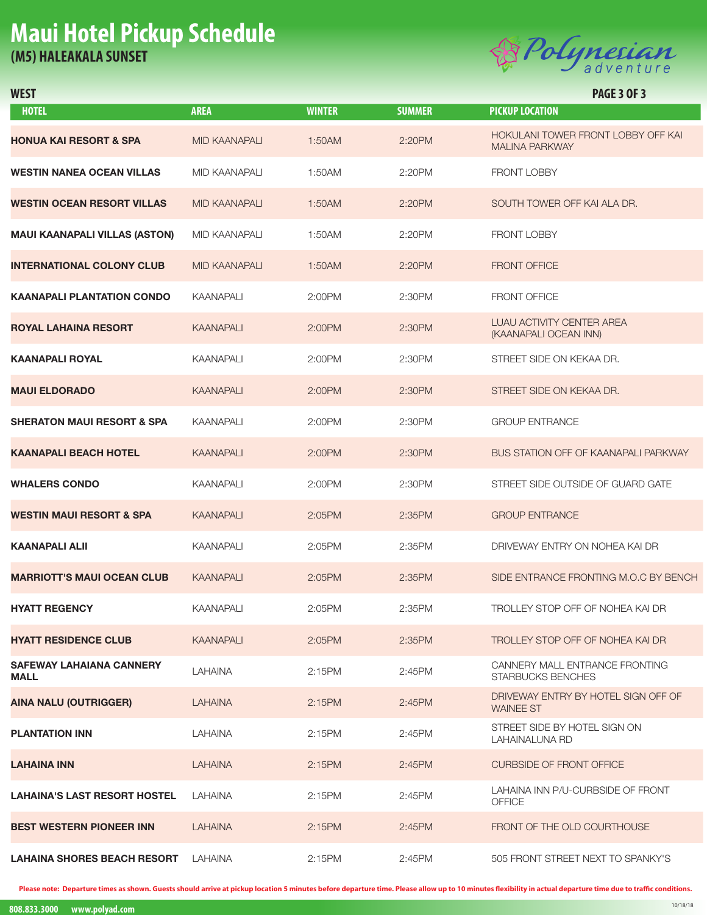# Maui Hotel Pickup Schedule

## (M5) HALEAKALA SUNSET

Polynesian adventure

### WEST

| HOTEL | AREA | WINTER | SUMMER | PICKUP LOCATION |
|---|---|---|---|---|
| HONUA KAI RESORT & SPA | MID KAANAPALI | 1:50AM | 2:20PM | HOKULANI TOWER FRONT LOBBY OFF KAI MALINA PARKWAY |
| WESTIN NANEA OCEAN VILLAS | MID KAANAPALI | 1:50AM | 2:20PM | FRONT LOBBY |
| WESTIN OCEAN RESORT VILLAS | MID KAANAPALI | 1:50AM | 2:20PM | SOUTH TOWER OFF KAI ALA DR. |
| MAUI KAANAPALI VILLAS (ASTON) | MID KAANAPALI | 1:50AM | 2:20PM | FRONT LOBBY |
| INTERNATIONAL COLONY CLUB | MID KAANAPALI | 1:50AM | 2:20PM | FRONT OFFICE |
| KAANAPALI PLANTATION CONDO | KAANAPALI | 2:00PM | 2:30PM | FRONT OFFICE |
| ROYAL LAHAINA RESORT | KAANAPALI | 2:00PM | 2:30PM | LUAU ACTIVITY CENTER AREA (KAANAPALI OCEAN INN) |
| KAANAPALI ROYAL | KAANAPALI | 2:00PM | 2:30PM | STREET SIDE ON KEKAA DR. |
| MAUI ELDORADO | KAANAPALI | 2:00PM | 2:30PM | STREET SIDE ON KEKAA DR. |
| SHERATON MAUI RESORT & SPA | KAANAPALI | 2:00PM | 2:30PM | GROUP ENTRANCE |
| KAANAPALI BEACH HOTEL | KAANAPALI | 2:00PM | 2:30PM | BUS STATION OFF OF KAANAPALI PARKWAY |
| WHALERS CONDO | KAANAPALI | 2:00PM | 2:30PM | STREET SIDE OUTSIDE OF GUARD GATE |
| WESTIN MAUI RESORT & SPA | KAANAPALI | 2:05PM | 2:35PM | GROUP ENTRANCE |
| KAANAPALI ALII | KAANAPALI | 2:05PM | 2:35PM | DRIVEWAY ENTRY ON NOHEA KAI DR |
| MARRIOTT'S MAUI OCEAN CLUB | KAANAPALI | 2:05PM | 2:35PM | SIDE ENTRANCE FRONTING M.O.C BY BENCH |
| HYATT REGENCY | KAANAPALI | 2:05PM | 2:35PM | TROLLEY STOP OFF OF NOHEA KAI DR |
| HYATT RESIDENCE CLUB | KAANAPALI | 2:05PM | 2:35PM | TROLLEY STOP OFF OF NOHEA KAI DR |
| SAFEWAY LAHAIANA CANNERY MALL | LAHAINA | 2:15PM | 2:45PM | CANNERY MALL ENTRANCE FRONTING STARBUCKS BENCHES |
| AINA NALU (OUTRIGGER) | LAHAINA | 2:15PM | 2:45PM | DRIVEWAY ENTRY BY HOTEL SIGN OFF OF WAINEE ST |
| PLANTATION INN | LAHAINA | 2:15PM | 2:45PM | STREET SIDE BY HOTEL SIGN ON LAHAINALUNA RD |
| LAHAINA INN | LAHAINA | 2:15PM | 2:45PM | CURBSIDE OF FRONT OFFICE |
| LAHAINA'S LAST RESORT HOSTEL | LAHAINA | 2:15PM | 2:45PM | LAHAINA INN P/U-CURBSIDE OF FRONT OFFICE |
| BEST WESTERN PIONEER INN | LAHAINA | 2:15PM | 2:45PM | FRONT OF THE OLD COURTHOUSE |
| LAHAINA SHORES BEACH RESORT | LAHAINA | 2:15PM | 2:45PM | 505 FRONT STREET NEXT TO SPANKY'S |

**Please note: Departure times as shown. Guests should arrive at pickup location 5 minutes before departure time. Please allow up to 10 minutes flexibility in actual departure time due to traffic conditions.**

808.833.3000 www.polyad.com

10/18/18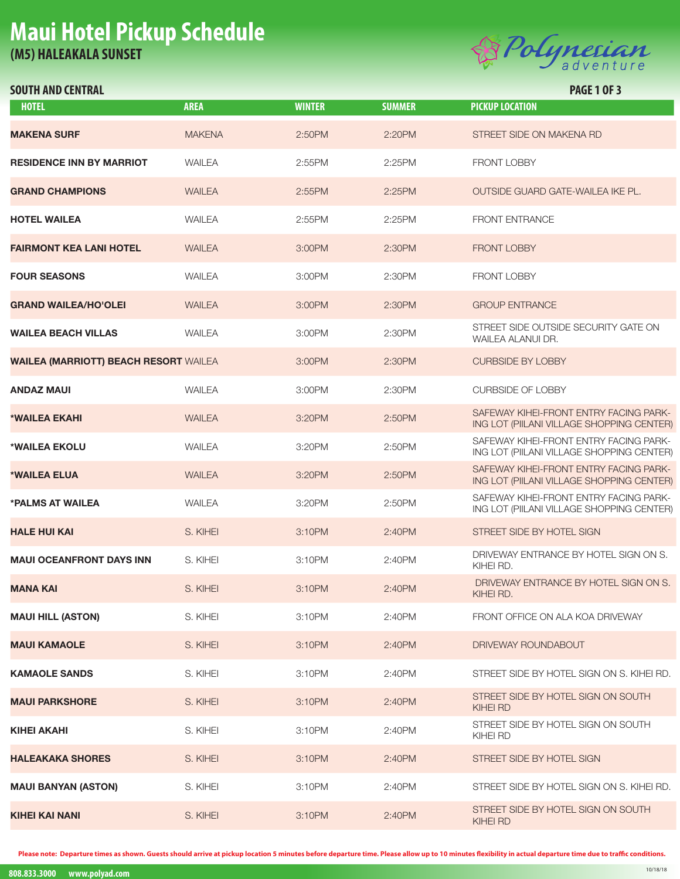# Maui Hotel Pickup Schedule

## (M5) HALEAKALA SUNSET

Polynesian adventure

### SOUTH AND CENTRAL

| HOTEL | AREA | WINTER | SUMMER | PICKUP LOCATION |
|---|---|---|---|---|
| **MAKENA SURF** | MAKENA | 2:50PM | 2:20PM | STREET SIDE ON MAKENA RD |
| **RESIDENCE INN BY MARRIOT** | WAILEA | 2:55PM | 2:25PM | FRONT LOBBY |
| **GRAND CHAMPIONS** | WAILEA | 2:55PM | 2:25PM | OUTSIDE GUARD GATE-WAILEA IKE PL. |
| **HOTEL WAILEA** | WAILEA | 2:55PM | 2:25PM | FRONT ENTRANCE |
| **FAIRMONT KEA LANI HOTEL** | WAILEA | 3:00PM | 2:30PM | FRONT LOBBY |
| **FOUR SEASONS** | WAILEA | 3:00PM | 2:30PM | FRONT LOBBY |
| **GRAND WAILEA/HO'OLEI** | WAILEA | 3:00PM | 2:30PM | GROUP ENTRANCE |
| **WAILEA BEACH VILLAS** | WAILEA | 3:00PM | 2:30PM | STREET SIDE OUTSIDE SECURITY GATE ON WAILEA ALANUI DR. |
| **WAILEA (MARRIOTT) BEACH RESORT** | WAILEA | 3:00PM | 2:30PM | CURBSIDE BY LOBBY |
| **ANDAZ MAUI** | WAILEA | 3:00PM | 2:30PM | CURBSIDE OF LOBBY |
| ***WAILEA EKAHI** | WAILEA | 3:20PM | 2:50PM | SAFEWAY KIHEI-FRONT ENTRY FACING PARKING LOT (PIILANI VILLAGE SHOPPING CENTER) |
| ***WAILEA EKOLU** | WAILEA | 3:20PM | 2:50PM | SAFEWAY KIHEI-FRONT ENTRY FACING PARKING LOT (PIILANI VILLAGE SHOPPING CENTER) |
| ***WAILEA ELUA** | WAILEA | 3:20PM | 2:50PM | SAFEWAY KIHEI-FRONT ENTRY FACING PARKING LOT (PIILANI VILLAGE SHOPPING CENTER) |
| ***PALMS AT WAILEA** | WAILEA | 3:20PM | 2:50PM | SAFEWAY KIHEI-FRONT ENTRY FACING PARKING LOT (PIILANI VILLAGE SHOPPING CENTER) |
| **HALE HUI KAI** | S. KIHEI | 3:10PM | 2:40PM | STREET SIDE BY HOTEL SIGN |
| **MAUI OCEANFRONT DAYS INN** | S. KIHEI | 3:10PM | 2:40PM | DRIVEWAY ENTRANCE BY HOTEL SIGN ON S. KIHEI RD. |
| **MANA KAI** | S. KIHEI | 3:10PM | 2:40PM | DRIVEWAY ENTRANCE BY HOTEL SIGN ON S. KIHEI RD. |
| **MAUI HILL (ASTON)** | S. KIHEI | 3:10PM | 2:40PM | FRONT OFFICE ON ALA KOA DRIVEWAY |
| **MAUI KAMAOLE** | S. KIHEI | 3:10PM | 2:40PM | DRIVEWAY ROUNDABOUT |
| **KAMAOLE SANDS** | S. KIHEI | 3:10PM | 2:40PM | STREET SIDE BY HOTEL SIGN ON S. KIHEI RD. |
| **MAUI PARKSHORE** | S. KIHEI | 3:10PM | 2:40PM | STREET SIDE BY HOTEL SIGN ON SOUTH KIHEI RD |
| **KIHEI AKAHI** | S. KIHEI | 3:10PM | 2:40PM | STREET SIDE BY HOTEL SIGN ON SOUTH KIHEI RD |
| **HALEAKAKA SHORES** | S. KIHEI | 3:10PM | 2:40PM | STREET SIDE BY HOTEL SIGN |
| **MAUI BANYAN (ASTON)** | S. KIHEI | 3:10PM | 2:40PM | STREET SIDE BY HOTEL SIGN ON S. KIHEI RD. |
| **KIHEI KAI NANI** | S. KIHEI | 3:10PM | 2:40PM | STREET SIDE BY HOTEL SIGN ON SOUTH KIHEI RD |

**Please note: Departure times as shown. Guests should arrive at pickup location 5 minutes before departure time. Please allow up to 10 minutes flexibility in actual departure time due to traffic conditions.**

808.833.3000 www.polyad.com

10/18/18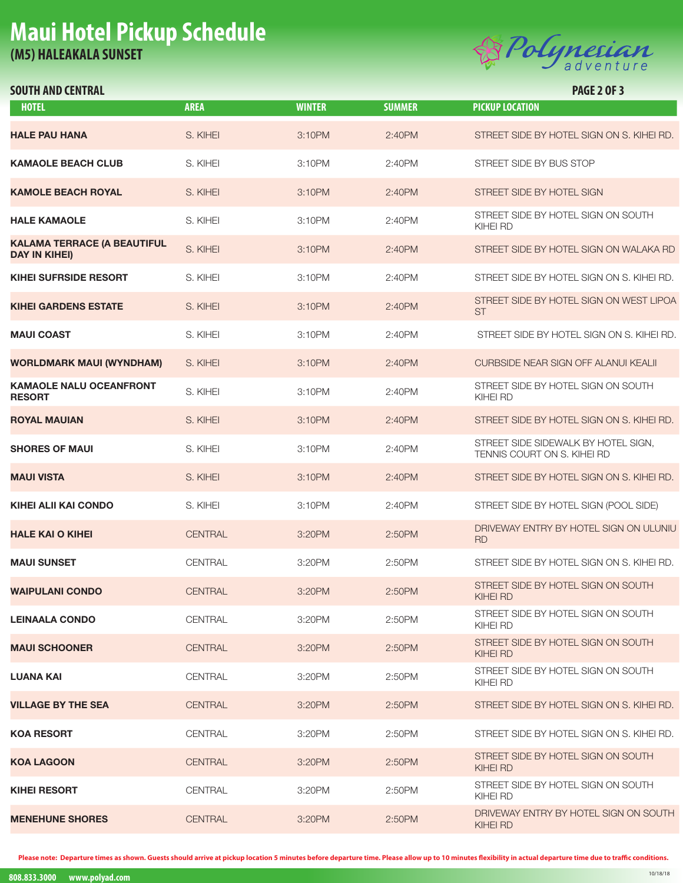# Maui Hotel Pickup Schedule

## (M5) HALEAKALA SUNSET

Polynesian adventure

### SOUTH AND CENTRAL

PAGE 2 OF 3

| HOTEL | AREA | WINTER | SUMMER | PICKUP LOCATION |
|---|---|---|---|---|
| **HALE PAU HANA** | S. KIHEI | 3:10PM | 2:40PM | STREET SIDE BY HOTEL SIGN ON S. KIHEI RD. |
| **KAMAOLE BEACH CLUB** | S. KIHEI | 3:10PM | 2:40PM | STREET SIDE BY BUS STOP |
| **KAMOLE BEACH ROYAL** | S. KIHEI | 3:10PM | 2:40PM | STREET SIDE BY HOTEL SIGN |
| **HALE KAMAOLE** | S. KIHEI | 3:10PM | 2:40PM | STREET SIDE BY HOTEL SIGN ON SOUTH KIHEI RD |
| **KALAMA TERRACE (A BEAUTIFUL DAY IN KIHEI)** | S. KIHEI | 3:10PM | 2:40PM | STREET SIDE BY HOTEL SIGN ON WALAKA RD |
| **KIHEI SUFRSIDE RESORT** | S. KIHEI | 3:10PM | 2:40PM | STREET SIDE BY HOTEL SIGN ON S. KIHEI RD. |
| **KIHEI GARDENS ESTATE** | S. KIHEI | 3:10PM | 2:40PM | STREET SIDE BY HOTEL SIGN ON WEST LIPOA ST |
| **MAUI COAST** | S. KIHEI | 3:10PM | 2:40PM | STREET SIDE BY HOTEL SIGN ON S. KIHEI RD. |
| **WORLDMARK MAUI (WYNDHAM)** | S. KIHEI | 3:10PM | 2:40PM | CURBSIDE NEAR SIGN OFF ALANUI KEALII |
| **KAMAOLE NALU OCEANFRONT RESORT** | S. KIHEI | 3:10PM | 2:40PM | STREET SIDE BY HOTEL SIGN ON SOUTH KIHEI RD |
| **ROYAL MAUIAN** | S. KIHEI | 3:10PM | 2:40PM | STREET SIDE BY HOTEL SIGN ON S. KIHEI RD. |
| **SHORES OF MAUI** | S. KIHEI | 3:10PM | 2:40PM | STREET SIDE SIDEWALK BY HOTEL SIGN, TENNIS COURT ON S. KIHEI RD |
| **MAUI VISTA** | S. KIHEI | 3:10PM | 2:40PM | STREET SIDE BY HOTEL SIGN ON S. KIHEI RD. |
| **KIHEI ALII KAI CONDO** | S. KIHEI | 3:10PM | 2:40PM | STREET SIDE BY HOTEL SIGN (POOL SIDE) |
| **HALE KAI O KIHEI** | CENTRAL | 3:20PM | 2:50PM | DRIVEWAY ENTRY BY HOTEL SIGN ON ULUNIU RD |
| **MAUI SUNSET** | CENTRAL | 3:20PM | 2:50PM | STREET SIDE BY HOTEL SIGN ON S. KIHEI RD. |
| **WAIPULANI CONDO** | CENTRAL | 3:20PM | 2:50PM | STREET SIDE BY HOTEL SIGN ON SOUTH KIHEI RD |
| **LEINAALA CONDO** | CENTRAL | 3:20PM | 2:50PM | STREET SIDE BY HOTEL SIGN ON SOUTH KIHEI RD |
| **MAUI SCHOONER** | CENTRAL | 3:20PM | 2:50PM | STREET SIDE BY HOTEL SIGN ON SOUTH KIHEI RD |
| **LUANA KAI** | CENTRAL | 3:20PM | 2:50PM | STREET SIDE BY HOTEL SIGN ON SOUTH KIHEI RD |
| **VILLAGE BY THE SEA** | CENTRAL | 3:20PM | 2:50PM | STREET SIDE BY HOTEL SIGN ON S. KIHEI RD. |
| **KOA RESORT** | CENTRAL | 3:20PM | 2:50PM | STREET SIDE BY HOTEL SIGN ON S. KIHEI RD. |
| **KOA LAGOON** | CENTRAL | 3:20PM | 2:50PM | STREET SIDE BY HOTEL SIGN ON SOUTH KIHEI RD |
| **KIHEI RESORT** | CENTRAL | 3:20PM | 2:50PM | STREET SIDE BY HOTEL SIGN ON SOUTH KIHEI RD |
| **MENEHUNE SHORES** | CENTRAL | 3:20PM | 2:50PM | DRIVEWAY ENTRY BY HOTEL SIGN ON SOUTH KIHEI RD |

**Please note: Departure times as shown. Guests should arrive at pickup location 5 minutes before departure time. Please allow up to 10 minutes flexibility in actual departure time due to traffic conditions.**

808.833.3000 www.polyad.com

10/18/18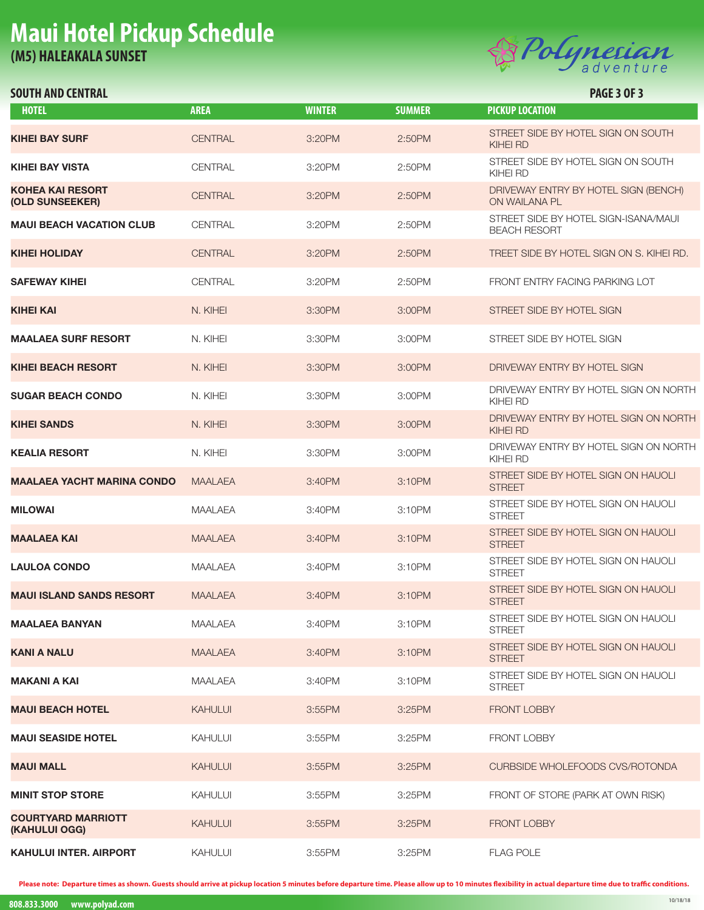# Maui Hotel Pickup Schedule

## (M5) HALEAKALA SUNSET

### SOUTH AND CENTRAL

| HOTEL | AREA | WINTER | SUMMER | PICKUP LOCATION |
|---|---|---|---|---|
| **KIHEI BAY SURF** | CENTRAL | 3:20PM | 2:50PM | STREET SIDE BY HOTEL SIGN ON SOUTH KIHEI RD |
| **KIHEI BAY VISTA** | CENTRAL | 3:20PM | 2:50PM | STREET SIDE BY HOTEL SIGN ON SOUTH KIHEI RD |
| **KOHEA KAI RESORT (OLD SUNSEEKER)** | CENTRAL | 3:20PM | 2:50PM | DRIVEWAY ENTRY BY HOTEL SIGN (BENCH) ON WAILANA PL |
| **MAUI BEACH VACATION CLUB** | CENTRAL | 3:20PM | 2:50PM | STREET SIDE BY HOTEL SIGN-ISANA/MAUI BEACH RESORT |
| **KIHEI HOLIDAY** | CENTRAL | 3:20PM | 2:50PM | TREET SIDE BY HOTEL SIGN ON S. KIHEI RD. |
| **SAFEWAY KIHEI** | CENTRAL | 3:20PM | 2:50PM | FRONT ENTRY FACING PARKING LOT |
| **KIHEI KAI** | N. KIHEI | 3:30PM | 3:00PM | STREET SIDE BY HOTEL SIGN |
| **MAALAEA SURF RESORT** | N. KIHEI | 3:30PM | 3:00PM | STREET SIDE BY HOTEL SIGN |
| **KIHEI BEACH RESORT** | N. KIHEI | 3:30PM | 3:00PM | DRIVEWAY ENTRY BY HOTEL SIGN |
| **SUGAR BEACH CONDO** | N. KIHEI | 3:30PM | 3:00PM | DRIVEWAY ENTRY BY HOTEL SIGN ON NORTH KIHEI RD |
| **KIHEI SANDS** | N. KIHEI | 3:30PM | 3:00PM | DRIVEWAY ENTRY BY HOTEL SIGN ON NORTH KIHEI RD |
| **KEALIA RESORT** | N. KIHEI | 3:30PM | 3:00PM | DRIVEWAY ENTRY BY HOTEL SIGN ON NORTH KIHEI RD |
| **MAALAEA YACHT MARINA CONDO** | MAALAEA | 3:40PM | 3:10PM | STREET SIDE BY HOTEL SIGN ON HAUOLI STREET |
| **MILOWAI** | MAALAEA | 3:40PM | 3:10PM | STREET SIDE BY HOTEL SIGN ON HAUOLI STREET |
| **MAALAEA KAI** | MAALAEA | 3:40PM | 3:10PM | STREET SIDE BY HOTEL SIGN ON HAUOLI STREET |
| **LAULOA CONDO** | MAALAEA | 3:40PM | 3:10PM | STREET SIDE BY HOTEL SIGN ON HAUOLI STREET |
| **MAUI ISLAND SANDS RESORT** | MAALAEA | 3:40PM | 3:10PM | STREET SIDE BY HOTEL SIGN ON HAUOLI STREET |
| **MAALAEA BANYAN** | MAALAEA | 3:40PM | 3:10PM | STREET SIDE BY HOTEL SIGN ON HAUOLI STREET |
| **KANI A NALU** | MAALAEA | 3:40PM | 3:10PM | STREET SIDE BY HOTEL SIGN ON HAUOLI STREET |
| **MAKANI A KAI** | MAALAEA | 3:40PM | 3:10PM | STREET SIDE BY HOTEL SIGN ON HAUOLI STREET |
| **MAUI BEACH HOTEL** | KAHULUI | 3:55PM | 3:25PM | FRONT LOBBY |
| **MAUI SEASIDE HOTEL** | KAHULUI | 3:55PM | 3:25PM | FRONT LOBBY |
| **MAUI MALL** | KAHULUI | 3:55PM | 3:25PM | CURBSIDE WHOLEFOODS CVS/ROTONDA |
| **MINIT STOP STORE** | KAHULUI | 3:55PM | 3:25PM | FRONT OF STORE (PARK AT OWN RISK) |
| **COURTYARD MARRIOTT (KAHULUI OGG)** | KAHULUI | 3:55PM | 3:25PM | FRONT LOBBY |
| **KAHULUI INTER. AIRPORT** | KAHULUI | 3:55PM | 3:25PM | FLAG POLE |

**Please note: Departure times as shown. Guests should arrive at pickup location 5 minutes before departure time. Please allow up to 10 minutes flexibility in actual departure time due to traffic conditions.**

808.833.3000 www.polyad.com

10/18/18